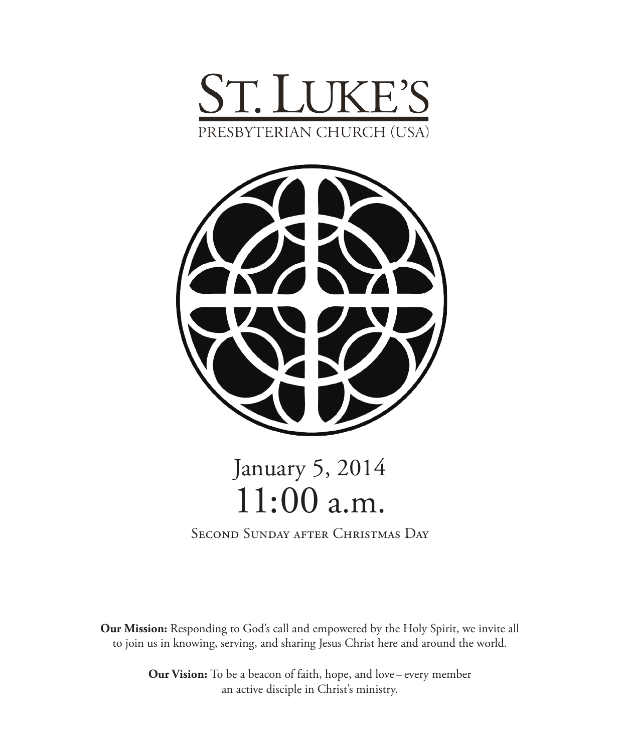# St. Luke's

PRESBYTERIAN CHURCH (USA)

## January 5, 2014
## 11:00 a.m.

Second Sunday after Christmas Day

**Our Mission:** Responding to God's call and empowered by the Holy Spirit, we invite all to join us in knowing, serving, and sharing Jesus Christ here and around the world.

**Our Vision:** To be a beacon of faith, hope, and love – every member an active disciple in Christ's ministry.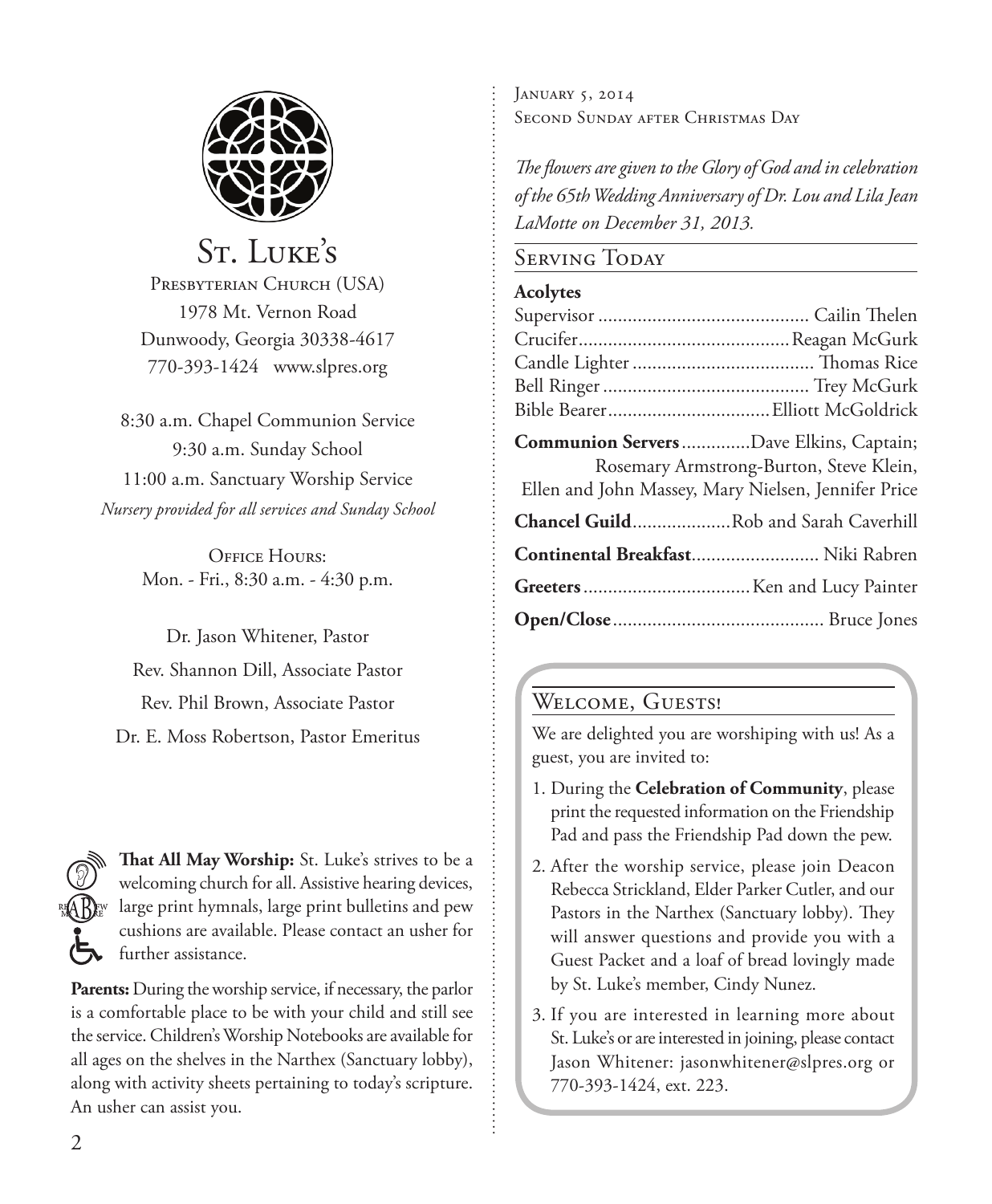# St. Luke's

Presbyterian Church (USA)
1978 Mt. Vernon Road
Dunwoody, Georgia 30338-4617
770-393-1424 www.slpres.org

8:30 a.m. Chapel Communion Service
9:30 a.m. Sunday School
11:00 a.m. Sanctuary Worship Service
*Nursery provided for all services and Sunday School*

Office Hours:
Mon. - Fri., 8:30 a.m. - 4:30 p.m.

Dr. Jason Whitener, Pastor
Rev. Shannon Dill, Associate Pastor
Rev. Phil Brown, Associate Pastor
Dr. E. Moss Robertson, Pastor Emeritus

**That All May Worship:** St. Luke's strives to be a welcoming church for all. Assistive hearing devices, large print hymnals, large print bulletins and pew cushions are available. Please contact an usher for further assistance.

**Parents:** During the worship service, if necessary, the parlor is a comfortable place to be with your child and still see the service. Children's Worship Notebooks are available for all ages on the shelves in the Narthex (Sanctuary lobby), along with activity sheets pertaining to today's scripture. An usher can assist you.

January 5, 2014
Second Sunday after Christmas Day

*The flowers are given to the Glory of God and in celebration of the 65th Wedding Anniversary of Dr. Lou and Lila Jean LaMotte on December 31, 2013.*

## Serving Today

**Acolytes**
Supervisor .......... Cailin Thelen
Crucifer .......... Reagan McGurk
Candle Lighter .......... Thomas Rice
Bell Ringer .......... Trey McGurk
Bible Bearer .......... Elliott McGoldrick

**Communion Servers** .......... Dave Elkins, Captain; Rosemary Armstrong-Burton, Steve Klein, Ellen and John Massey, Mary Nielsen, Jennifer Price

**Chancel Guild** .......... Rob and Sarah Caverhill

**Continental Breakfast** .......... Niki Rabren

**Greeters** .......... Ken and Lucy Painter

**Open/Close** .......... Bruce Jones

## Welcome, Guests!

We are delighted you are worshiping with us! As a guest, you are invited to:

1. During the **Celebration of Community**, please print the requested information on the Friendship Pad and pass the Friendship Pad down the pew.
2. After the worship service, please join Deacon Rebecca Strickland, Elder Parker Cutler, and our Pastors in the Narthex (Sanctuary lobby). They will answer questions and provide you with a Guest Packet and a loaf of bread lovingly made by St. Luke's member, Cindy Nunez.
3. If you are interested in learning more about St. Luke's or are interested in joining, please contact Jason Whitener: jasonwhitener@slpres.org or 770-393-1424, ext. 223.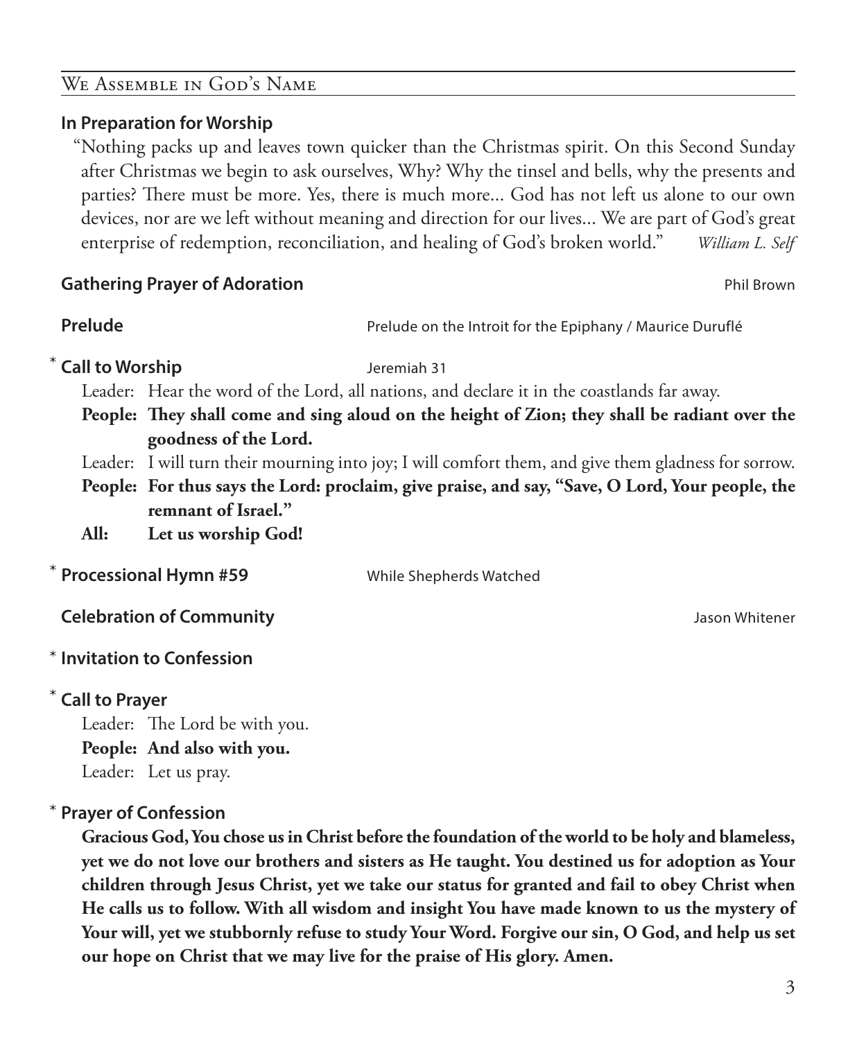## We Assemble in God's Name

### In Preparation for Worship

"Nothing packs up and leaves town quicker than the Christmas spirit. On this Second Sunday after Christmas we begin to ask ourselves, Why? Why the tinsel and bells, why the presents and parties? There must be more. Yes, there is much more... God has not left us alone to our own devices, nor are we left without meaning and direction for our lives... We are part of God's great enterprise of redemption, reconciliation, and healing of God's broken world." *William L. Self*

**Gathering Prayer of Adoration** — Phil Brown

**Prelude** — Prelude on the Introit for the Epiphany / Maurice Duruflé

\* **Call to Worship** — Jeremiah 31

Leader: Hear the word of the Lord, all nations, and declare it in the coastlands far away.

**People: They shall come and sing aloud on the height of Zion; they shall be radiant over the goodness of the Lord.**

Leader: I will turn their mourning into joy; I will comfort them, and give them gladness for sorrow.

**People: For thus says the Lord: proclaim, give praise, and say, "Save, O Lord, Your people, the remnant of Israel."**

**All: Let us worship God!**

\* **Processional Hymn #59** — While Shepherds Watched

**Celebration of Community** — Jason Whitener

\* **Invitation to Confession**

\* **Call to Prayer**

Leader: The Lord be with you.

**People: And also with you.**

Leader: Let us pray.

\* **Prayer of Confession**

**Gracious God, You chose us in Christ before the foundation of the world to be holy and blameless, yet we do not love our brothers and sisters as He taught. You destined us for adoption as Your children through Jesus Christ, yet we take our status for granted and fail to obey Christ when He calls us to follow. With all wisdom and insight You have made known to us the mystery of Your will, yet we stubbornly refuse to study Your Word. Forgive our sin, O God, and help us set our hope on Christ that we may live for the praise of His glory. Amen.**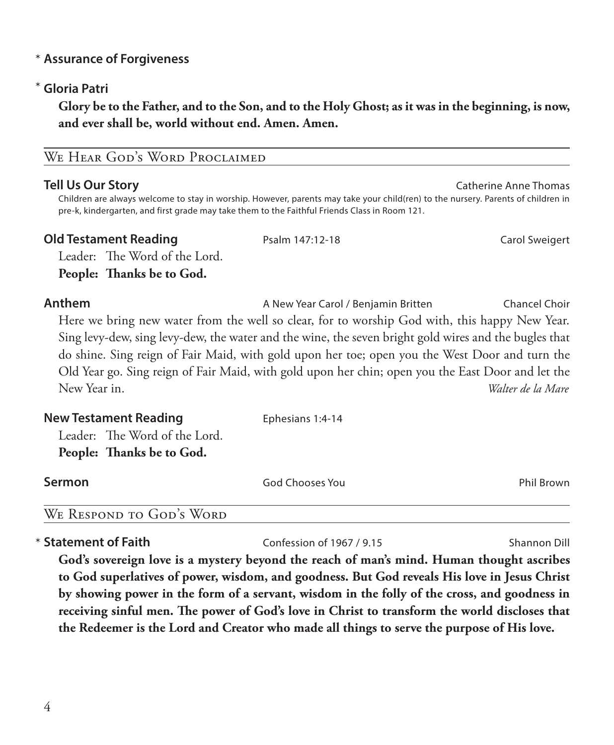\* **Assurance of Forgiveness**

\* **Gloria Patri**

**Glory be to the Father, and to the Son, and to the Holy Ghost; as it was in the beginning, is now, and ever shall be, world without end. Amen. Amen.**

## We Hear God's Word Proclaimed

**Tell Us Our Story** — Catherine Anne Thomas

Children are always welcome to stay in worship. However, parents may take your child(ren) to the nursery. Parents of children in pre-k, kindergarten, and first grade may take them to the Faithful Friends Class in Room 121.

**Old Testament Reading** — Psalm 147:12-18 — Carol Sweigert

Leader: The Word of the Lord.
**People: Thanks be to God.**

**Anthem** — A New Year Carol / Benjamin Britten — Chancel Choir

Here we bring new water from the well so clear, for to worship God with, this happy New Year. Sing levy-dew, sing levy-dew, the water and the wine, the seven bright gold wires and the bugles that do shine. Sing reign of Fair Maid, with gold upon her toe; open you the West Door and turn the Old Year go. Sing reign of Fair Maid, with gold upon her chin; open you the East Door and let the New Year in. *Walter de la Mare*

**New Testament Reading** — Ephesians 1:4-14

Leader: The Word of the Lord.
**People: Thanks be to God.**

**Sermon** — God Chooses You — Phil Brown

## We Respond to God's Word

\* **Statement of Faith** — Confession of 1967 / 9.15 — Shannon Dill

**God's sovereign love is a mystery beyond the reach of man's mind. Human thought ascribes to God superlatives of power, wisdom, and goodness. But God reveals His love in Jesus Christ by showing power in the form of a servant, wisdom in the folly of the cross, and goodness in receiving sinful men. The power of God's love in Christ to transform the world discloses that the Redeemer is the Lord and Creator who made all things to serve the purpose of His love.**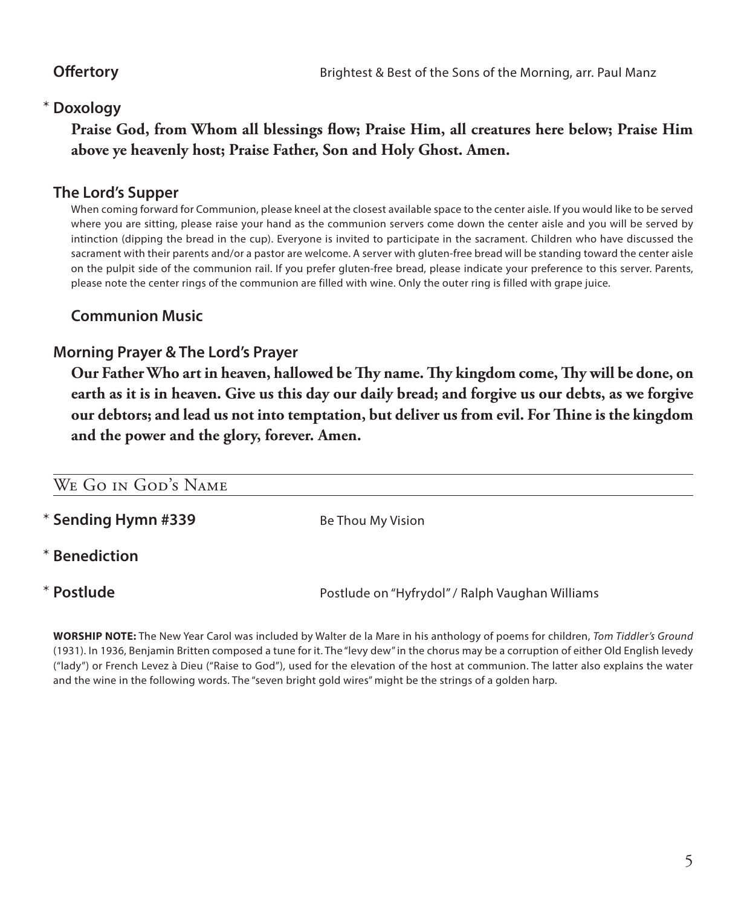**Offertory** Brightest & Best of the Sons of the Morning, arr. Paul Manz

\* **Doxology**

**Praise God, from Whom all blessings flow; Praise Him, all creatures here below; Praise Him above ye heavenly host; Praise Father, Son and Holy Ghost. Amen.**

**The Lord's Supper**

When coming forward for Communion, please kneel at the closest available space to the center aisle. If you would like to be served where you are sitting, please raise your hand as the communion servers come down the center aisle and you will be served by intinction (dipping the bread in the cup). Everyone is invited to participate in the sacrament. Children who have discussed the sacrament with their parents and/or a pastor are welcome. A server with gluten-free bread will be standing toward the center aisle on the pulpit side of the communion rail. If you prefer gluten-free bread, please indicate your preference to this server. Parents, please note the center rings of the communion are filled with wine. Only the outer ring is filled with grape juice.

**Communion Music**

**Morning Prayer & The Lord's Prayer**

**Our Father Who art in heaven, hallowed be Thy name. Thy kingdom come, Thy will be done, on earth as it is in heaven. Give us this day our daily bread; and forgive us our debts, as we forgive our debtors; and lead us not into temptation, but deliver us from evil. For Thine is the kingdom and the power and the glory, forever. Amen.**

## We Go in God's Name

\* **Sending Hymn #339** Be Thou My Vision

\* **Benediction**

\* **Postlude** Postlude on "Hyfrydol" / Ralph Vaughan Williams

**WORSHIP NOTE:** The New Year Carol was included by Walter de la Mare in his anthology of poems for children, *Tom Tiddler's Ground* (1931). In 1936, Benjamin Britten composed a tune for it. The "levy dew" in the chorus may be a corruption of either Old English levedy ("lady") or French Levez à Dieu ("Raise to God"), used for the elevation of the host at communion. The latter also explains the water and the wine in the following words. The "seven bright gold wires" might be the strings of a golden harp.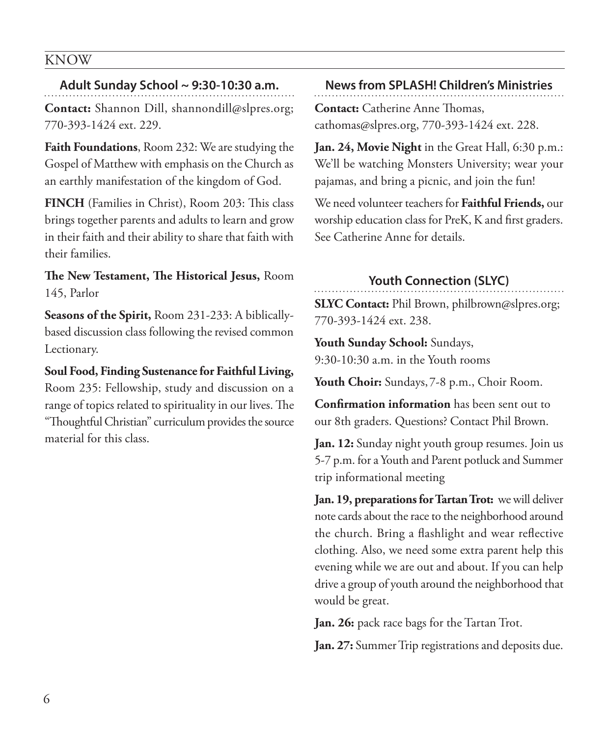# KNOW

## Adult Sunday School ~ 9:30-10:30 a.m.

**Contact:** Shannon Dill, shannondill@slpres.org; 770-393-1424 ext. 229.

**Faith Foundations**, Room 232: We are studying the Gospel of Matthew with emphasis on the Church as an earthly manifestation of the kingdom of God.

**FINCH** (Families in Christ), Room 203: This class brings together parents and adults to learn and grow in their faith and their ability to share that faith with their families.

**The New Testament, The Historical Jesus,** Room 145, Parlor

**Seasons of the Spirit,** Room 231-233: A biblically-based discussion class following the revised common Lectionary.

**Soul Food, Finding Sustenance for Faithful Living,** Room 235: Fellowship, study and discussion on a range of topics related to spirituality in our lives. The "Thoughtful Christian" curriculum provides the source material for this class.

## News from SPLASH! Children's Ministries

**Contact:** Catherine Anne Thomas, cathomas@slpres.org, 770-393-1424 ext. 228.

**Jan. 24, Movie Night** in the Great Hall, 6:30 p.m.: We'll be watching Monsters University; wear your pajamas, and bring a picnic, and join the fun!

We need volunteer teachers for **Faithful Friends,** our worship education class for PreK, K and first graders. See Catherine Anne for details.

## Youth Connection (SLYC)

**SLYC Contact:** Phil Brown, philbrown@slpres.org; 770-393-1424 ext. 238.

**Youth Sunday School:** Sundays, 9:30-10:30 a.m. in the Youth rooms

**Youth Choir:** Sundays, 7-8 p.m., Choir Room.

**Confirmation information** has been sent out to our 8th graders. Questions? Contact Phil Brown.

**Jan. 12:** Sunday night youth group resumes. Join us 5-7 p.m. for a Youth and Parent potluck and Summer trip informational meeting

**Jan. 19, preparations for Tartan Trot:** we will deliver note cards about the race to the neighborhood around the church. Bring a flashlight and wear reflective clothing. Also, we need some extra parent help this evening while we are out and about. If you can help drive a group of youth around the neighborhood that would be great.

**Jan. 26:** pack race bags for the Tartan Trot.

**Jan. 27:** Summer Trip registrations and deposits due.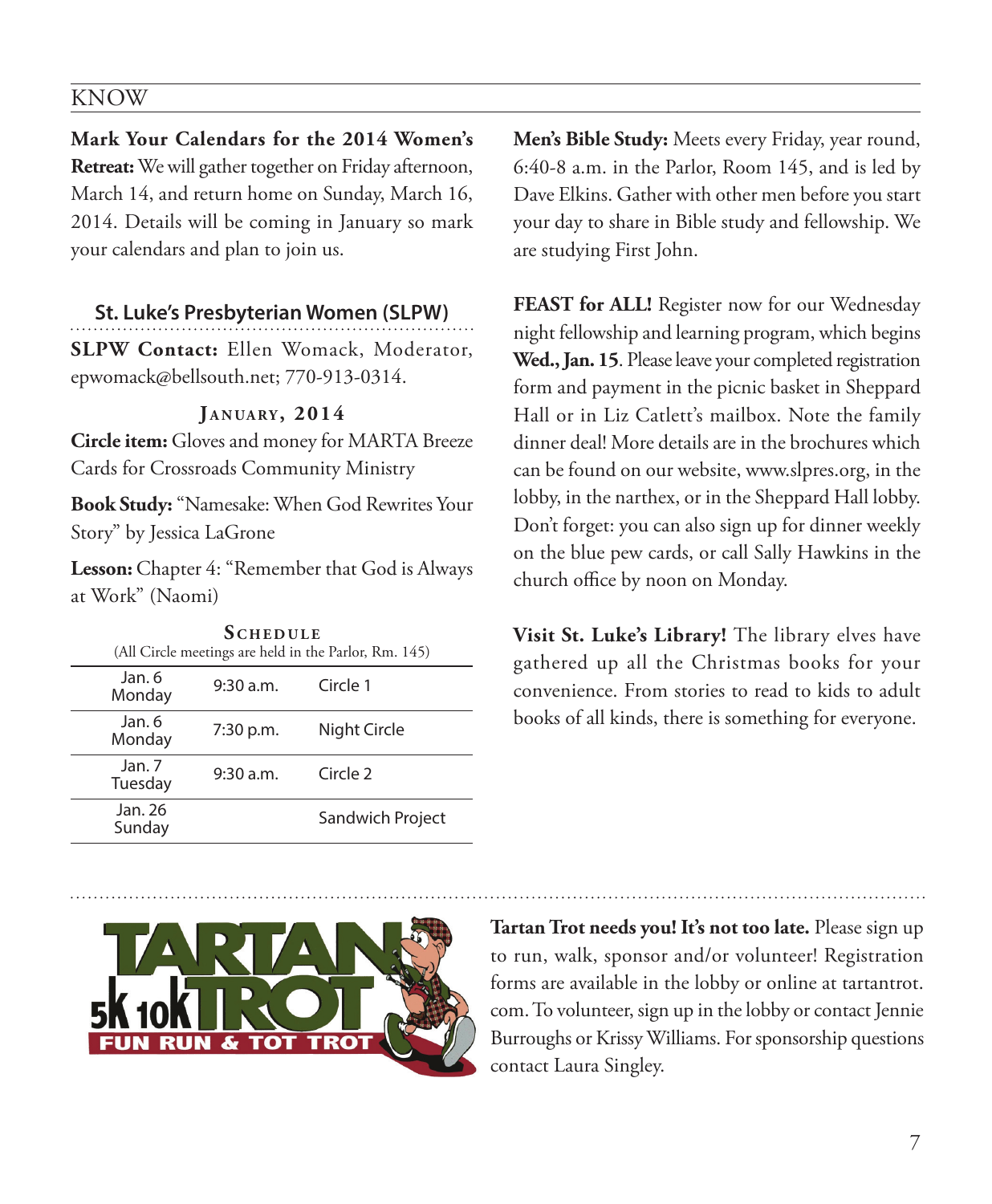KNOW

**Mark Your Calendars for the 2014 Women's Retreat:** We will gather together on Friday afternoon, March 14, and return home on Sunday, March 16, 2014. Details will be coming in January so mark your calendars and plan to join us.

## St. Luke's Presbyterian Women (SLPW)

**SLPW Contact:** Ellen Womack, Moderator, epwomack@bellsouth.net; 770-913-0314.

### January, 2014

**Circle item:** Gloves and money for MARTA Breeze Cards for Crossroads Community Ministry

**Book Study:** "Namesake: When God Rewrites Your Story" by Jessica LaGrone

**Lesson:** Chapter 4: "Remember that God is Always at Work" (Naomi)

**Schedule**

(All Circle meetings are held in the Parlor, Rm. 145)

| Date | Time | Event |
|---|---|---|
| Jan. 6 Monday | 9:30 a.m. | Circle 1 |
| Jan. 6 Monday | 7:30 p.m. | Night Circle |
| Jan. 7 Tuesday | 9:30 a.m. | Circle 2 |
| Jan. 26 Sunday | | Sandwich Project |

**Men's Bible Study:** Meets every Friday, year round, 6:40-8 a.m. in the Parlor, Room 145, and is led by Dave Elkins. Gather with other men before you start your day to share in Bible study and fellowship. We are studying First John.

**FEAST for ALL!** Register now for our Wednesday night fellowship and learning program, which begins **Wed., Jan. 15**. Please leave your completed registration form and payment in the picnic basket in Sheppard Hall or in Liz Catlett's mailbox. Note the family dinner deal! More details are in the brochures which can be found on our website, www.slpres.org, in the lobby, in the narthex, or in the Sheppard Hall lobby. Don't forget: you can also sign up for dinner weekly on the blue pew cards, or call Sally Hawkins in the church office by noon on Monday.

**Visit St. Luke's Library!** The library elves have gathered up all the Christmas books for your convenience. From stories to read to kids to adult books of all kinds, there is something for everyone.

TARTAN TROT 5K 10K FUN RUN & TOT TROT

**Tartan Trot needs you! It's not too late.** Please sign up to run, walk, sponsor and/or volunteer! Registration forms are available in the lobby or online at tartantrot.com. To volunteer, sign up in the lobby or contact Jennie Burroughs or Krissy Williams. For sponsorship questions contact Laura Singley.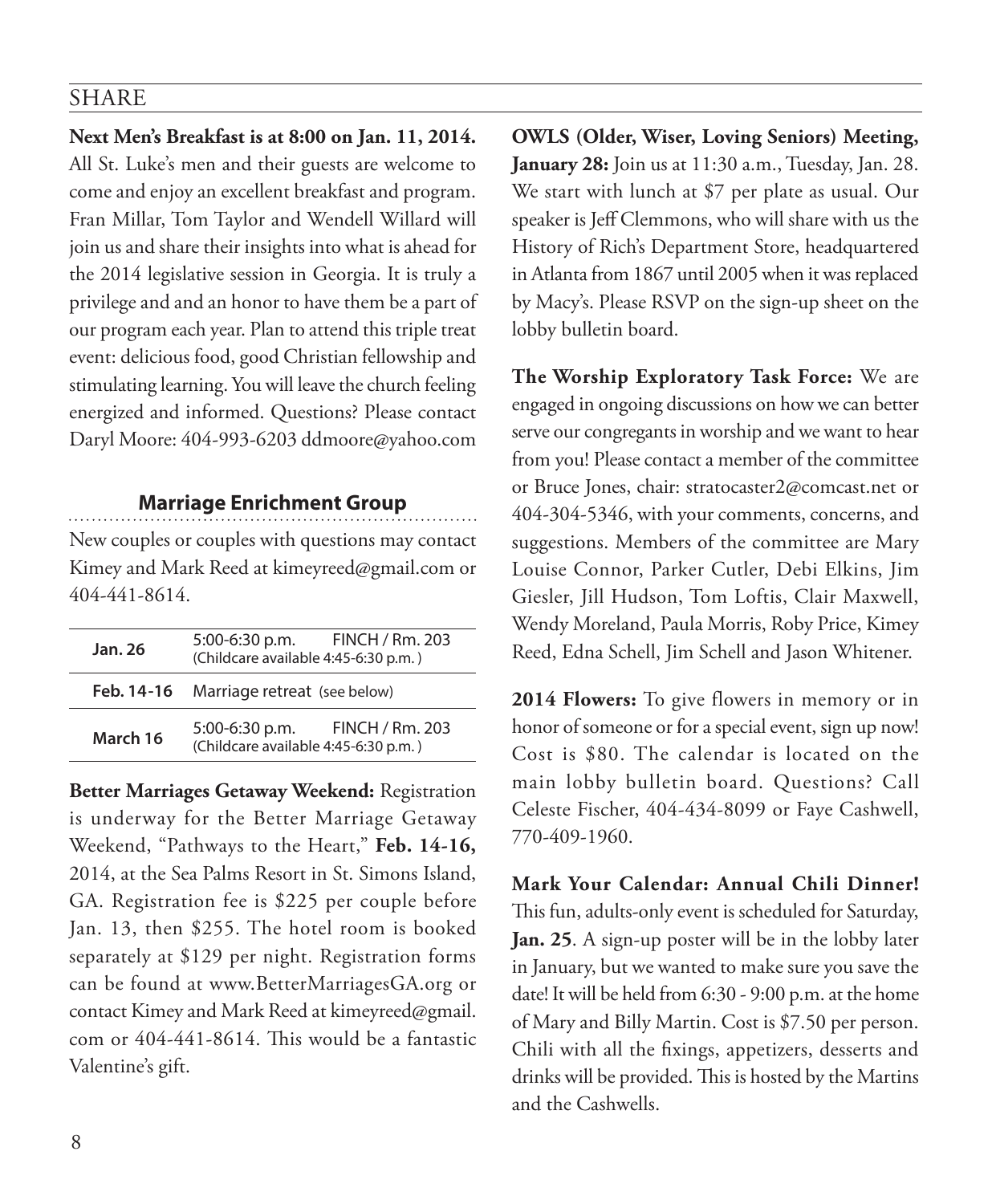## SHARE

**Next Men's Breakfast is at 8:00 on Jan. 11, 2014.** All St. Luke's men and their guests are welcome to come and enjoy an excellent breakfast and program. Fran Millar, Tom Taylor and Wendell Willard will join us and share their insights into what is ahead for the 2014 legislative session in Georgia. It is truly a privilege and and an honor to have them be a part of our program each year. Plan to attend this triple treat event: delicious food, good Christian fellowship and stimulating learning. You will leave the church feeling energized and informed. Questions? Please contact Daryl Moore: 404-993-6203 ddmoore@yahoo.com

### Marriage Enrichment Group

New couples or couples with questions may contact Kimey and Mark Reed at kimeyreed@gmail.com or 404-441-8614.

| | | |
|---|---|---|
| **Jan. 26** | 5:00-6:30 p.m. (Childcare available 4:45-6:30 p.m.) | FINCH / Rm. 203 |
| **Feb. 14-16** | Marriage retreat (see below) | |
| **March 16** | 5:00-6:30 p.m. (Childcare available 4:45-6:30 p.m.) | FINCH / Rm. 203 |

**Better Marriages Getaway Weekend:** Registration is underway for the Better Marriage Getaway Weekend, "Pathways to the Heart," **Feb. 14-16,** 2014, at the Sea Palms Resort in St. Simons Island, GA. Registration fee is $225 per couple before Jan. 13, then $255. The hotel room is booked separately at $129 per night. Registration forms can be found at www.BetterMarriagesGA.org or contact Kimey and Mark Reed at kimeyreed@gmail.com or 404-441-8614. This would be a fantastic Valentine's gift.

**OWLS (Older, Wiser, Loving Seniors) Meeting, January 28:** Join us at 11:30 a.m., Tuesday, Jan. 28. We start with lunch at $7 per plate as usual. Our speaker is Jeff Clemmons, who will share with us the History of Rich's Department Store, headquartered in Atlanta from 1867 until 2005 when it was replaced by Macy's. Please RSVP on the sign-up sheet on the lobby bulletin board.

**The Worship Exploratory Task Force:** We are engaged in ongoing discussions on how we can better serve our congregants in worship and we want to hear from you! Please contact a member of the committee or Bruce Jones, chair: stratocaster2@comcast.net or 404-304-5346, with your comments, concerns, and suggestions. Members of the committee are Mary Louise Connor, Parker Cutler, Debi Elkins, Jim Giesler, Jill Hudson, Tom Loftis, Clair Maxwell, Wendy Moreland, Paula Morris, Roby Price, Kimey Reed, Edna Schell, Jim Schell and Jason Whitener.

**2014 Flowers:** To give flowers in memory or in honor of someone or for a special event, sign up now! Cost is $80. The calendar is located on the main lobby bulletin board. Questions? Call Celeste Fischer, 404-434-8099 or Faye Cashwell, 770-409-1960.

**Mark Your Calendar: Annual Chili Dinner!** This fun, adults-only event is scheduled for Saturday, **Jan. 25**. A sign-up poster will be in the lobby later in January, but we wanted to make sure you save the date! It will be held from 6:30 - 9:00 p.m. at the home of Mary and Billy Martin. Cost is $7.50 per person. Chili with all the fixings, appetizers, desserts and drinks will be provided. This is hosted by the Martins and the Cashwells.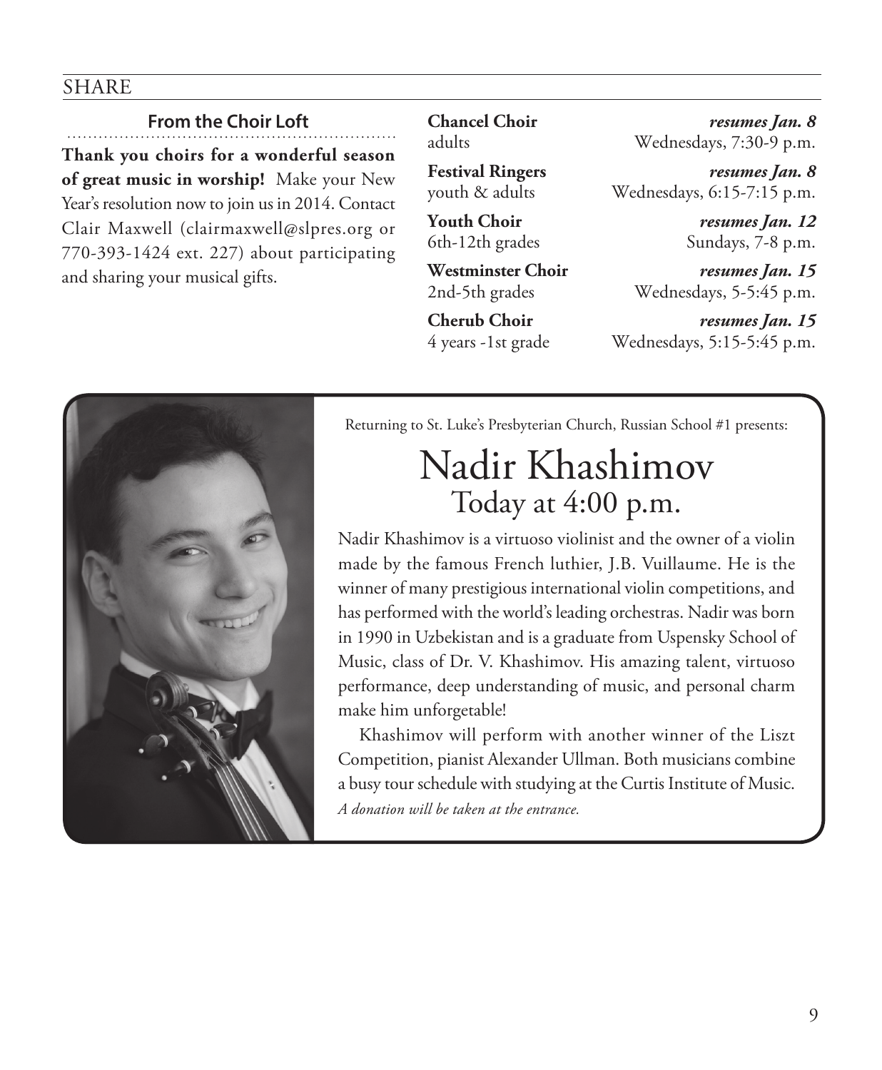SHARE

## From the Choir Loft

**Thank you choirs for a wonderful season of great music in worship!** Make your New Year's resolution now to join us in 2014. Contact Clair Maxwell (clairmaxwell@slpres.org or 770-393-1424 ext. 227) about participating and sharing your musical gifts.

**Chancel Choir** — *resumes Jan. 8*
adults — Wednesdays, 7:30-9 p.m.

**Festival Ringers** — *resumes Jan. 8*
youth & adults — Wednesdays, 6:15-7:15 p.m.

**Youth Choir** — *resumes Jan. 12*
6th-12th grades — Sundays, 7-8 p.m.

**Westminster Choir** — *resumes Jan. 15*
2nd-5th grades — Wednesdays, 5-5:45 p.m.

**Cherub Choir** — *resumes Jan. 15*
4 years -1st grade — Wednesdays, 5:15-5:45 p.m.

Returning to St. Luke's Presbyterian Church, Russian School #1 presents:

# Nadir Khashimov
## Today at 4:00 p.m.

Nadir Khashimov is a virtuoso violinist and the owner of a violin made by the famous French luthier, J.B. Vuillaume. He is the winner of many prestigious international violin competitions, and has performed with the world's leading orchestras. Nadir was born in 1990 in Uzbekistan and is a graduate from Uspensky School of Music, class of Dr. V. Khashimov. His amazing talent, virtuoso performance, deep understanding of music, and personal charm make him unforgetable!

Khashimov will perform with another winner of the Liszt Competition, pianist Alexander Ullman. Both musicians combine a busy tour schedule with studying at the Curtis Institute of Music.

*A donation will be taken at the entrance.*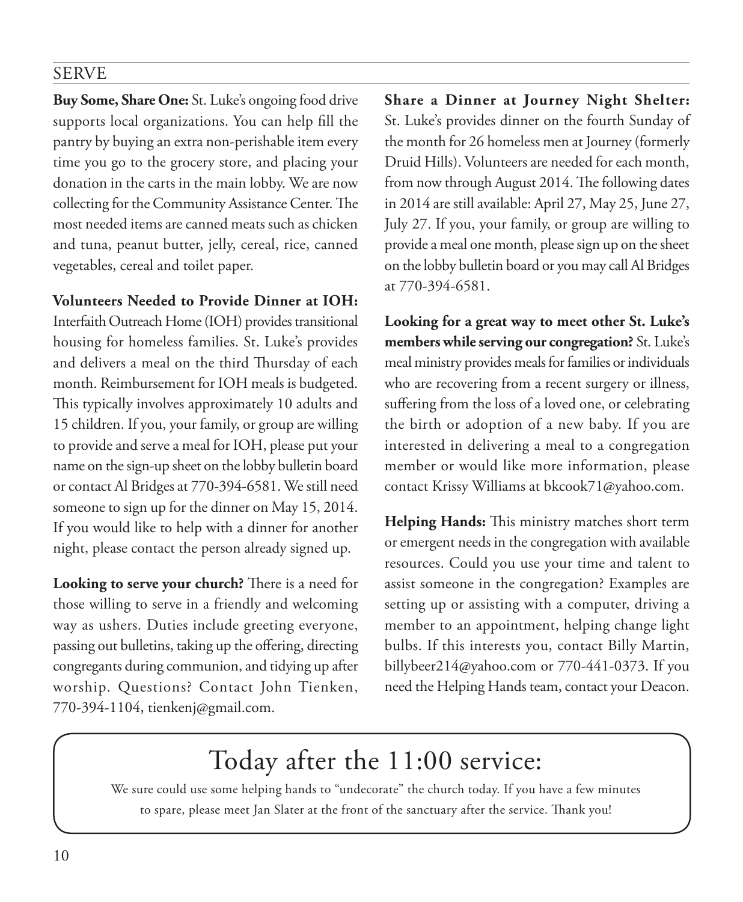## SERVE

**Buy Some, Share One:** St. Luke's ongoing food drive supports local organizations. You can help fill the pantry by buying an extra non-perishable item every time you go to the grocery store, and placing your donation in the carts in the main lobby. We are now collecting for the Community Assistance Center. The most needed items are canned meats such as chicken and tuna, peanut butter, jelly, cereal, rice, canned vegetables, cereal and toilet paper.

**Volunteers Needed to Provide Dinner at IOH:** Interfaith Outreach Home (IOH) provides transitional housing for homeless families. St. Luke's provides and delivers a meal on the third Thursday of each month. Reimbursement for IOH meals is budgeted. This typically involves approximately 10 adults and 15 children. If you, your family, or group are willing to provide and serve a meal for IOH, please put your name on the sign-up sheet on the lobby bulletin board or contact Al Bridges at 770-394-6581. We still need someone to sign up for the dinner on May 15, 2014. If you would like to help with a dinner for another night, please contact the person already signed up.

**Looking to serve your church?** There is a need for those willing to serve in a friendly and welcoming way as ushers. Duties include greeting everyone, passing out bulletins, taking up the offering, directing congregants during communion, and tidying up after worship. Questions? Contact John Tienken, 770-394-1104, tienkenj@gmail.com.

**Share a Dinner at Journey Night Shelter:** St. Luke's provides dinner on the fourth Sunday of the month for 26 homeless men at Journey (formerly Druid Hills). Volunteers are needed for each month, from now through August 2014. The following dates in 2014 are still available: April 27, May 25, June 27, July 27. If you, your family, or group are willing to provide a meal one month, please sign up on the sheet on the lobby bulletin board or you may call Al Bridges at 770-394-6581.

**Looking for a great way to meet other St. Luke's members while serving our congregation?** St. Luke's meal ministry provides meals for families or individuals who are recovering from a recent surgery or illness, suffering from the loss of a loved one, or celebrating the birth or adoption of a new baby. If you are interested in delivering a meal to a congregation member or would like more information, please contact Krissy Williams at bkcook71@yahoo.com.

**Helping Hands:** This ministry matches short term or emergent needs in the congregation with available resources. Could you use your time and talent to assist someone in the congregation? Examples are setting up or assisting with a computer, driving a member to an appointment, helping change light bulbs. If this interests you, contact Billy Martin, billybeer214@yahoo.com or 770-441-0373. If you need the Helping Hands team, contact your Deacon.

## Today after the 11:00 service:

We sure could use some helping hands to "undecorate" the church today. If you have a few minutes to spare, please meet Jan Slater at the front of the sanctuary after the service. Thank you!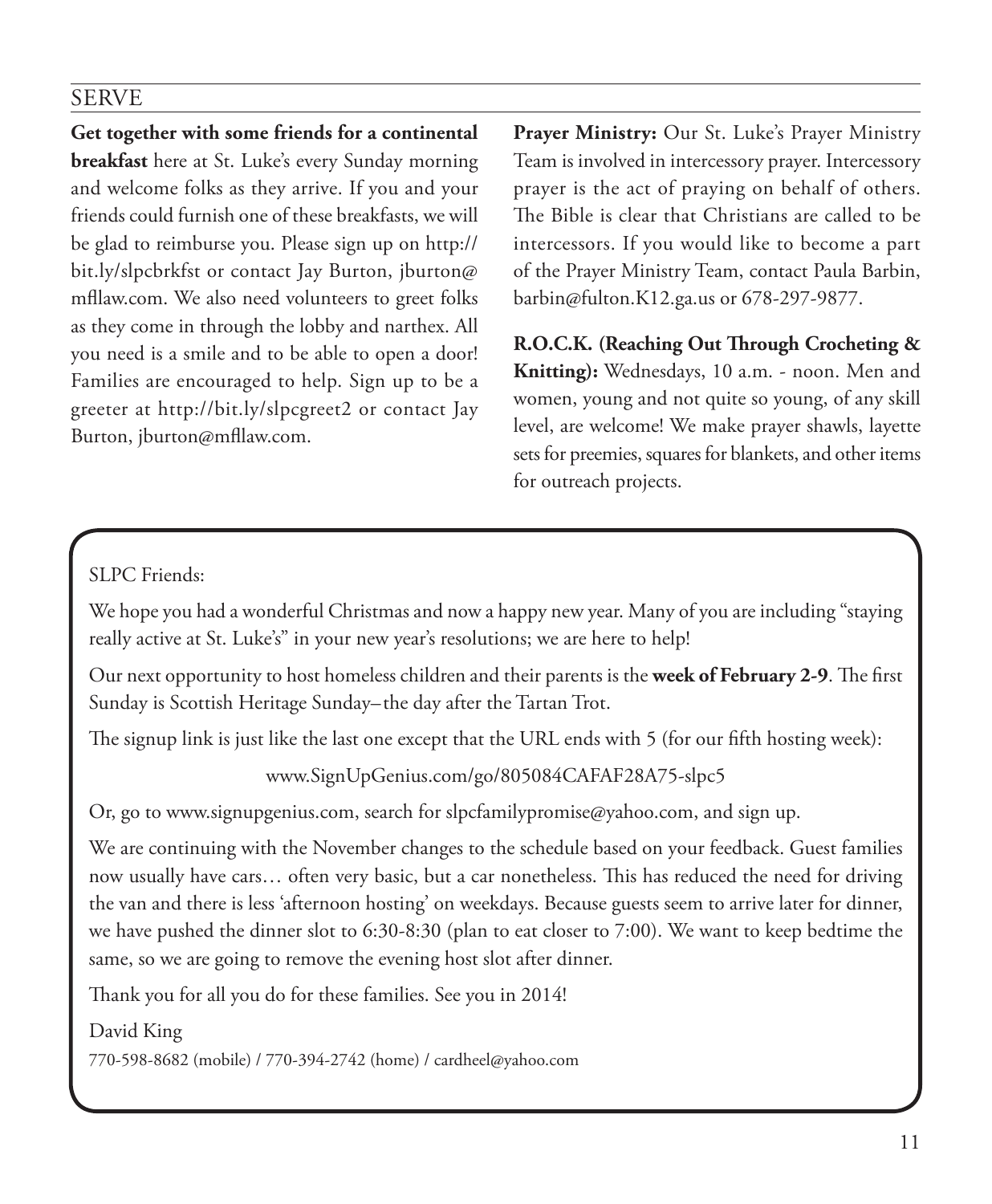## SERVE

**Get together with some friends for a continental breakfast** here at St. Luke's every Sunday morning and welcome folks as they arrive. If you and your friends could furnish one of these breakfasts, we will be glad to reimburse you. Please sign up on http://bit.ly/slpcbrkfst or contact Jay Burton, jburton@mfllaw.com. We also need volunteers to greet folks as they come in through the lobby and narthex. All you need is a smile and to be able to open a door! Families are encouraged to help. Sign up to be a greeter at http://bit.ly/slpcgreet2 or contact Jay Burton, jburton@mfllaw.com.

**Prayer Ministry:** Our St. Luke's Prayer Ministry Team is involved in intercessory prayer. Intercessory prayer is the act of praying on behalf of others. The Bible is clear that Christians are called to be intercessors. If you would like to become a part of the Prayer Ministry Team, contact Paula Barbin, barbin@fulton.K12.ga.us or 678-297-9877.

**R.O.C.K. (Reaching Out Through Crocheting & Knitting):** Wednesdays, 10 a.m. - noon. Men and women, young and not quite so young, of any skill level, are welcome! We make prayer shawls, layette sets for preemies, squares for blankets, and other items for outreach projects.

SLPC Friends:

We hope you had a wonderful Christmas and now a happy new year. Many of you are including "staying really active at St. Luke's" in your new year's resolutions; we are here to help!

Our next opportunity to host homeless children and their parents is the **week of February 2-9**. The first Sunday is Scottish Heritage Sunday– the day after the Tartan Trot.

The signup link is just like the last one except that the URL ends with 5 (for our fifth hosting week):

www.SignUpGenius.com/go/805084CAFAF28A75-slpc5

Or, go to www.signupgenius.com, search for slpcfamilypromise@yahoo.com, and sign up.

We are continuing with the November changes to the schedule based on your feedback. Guest families now usually have cars… often very basic, but a car nonetheless. This has reduced the need for driving the van and there is less 'afternoon hosting' on weekdays. Because guests seem to arrive later for dinner, we have pushed the dinner slot to 6:30-8:30 (plan to eat closer to 7:00). We want to keep bedtime the same, so we are going to remove the evening host slot after dinner.

Thank you for all you do for these families. See you in 2014!

David King

770-598-8682 (mobile) / 770-394-2742 (home) / cardheel@yahoo.com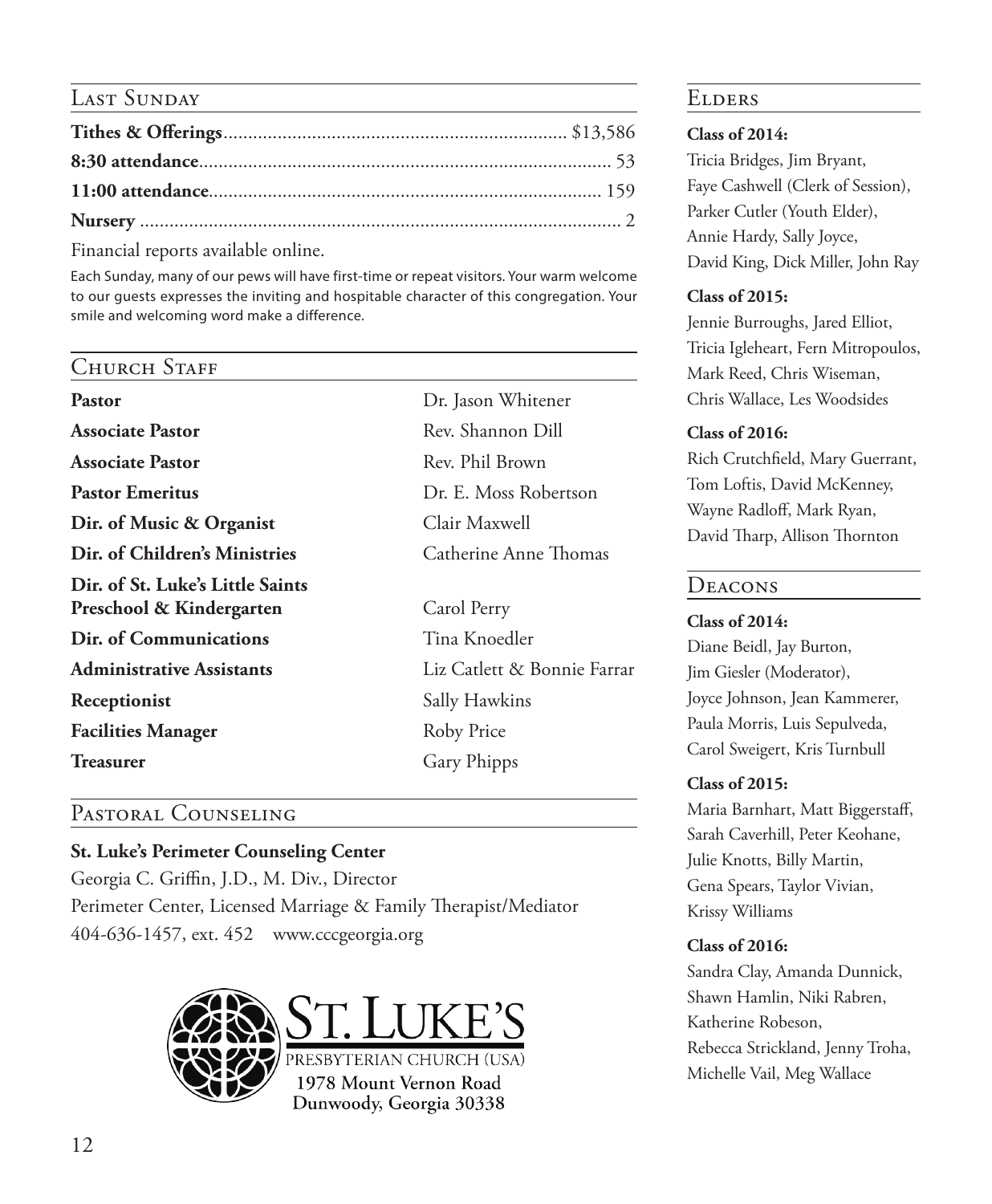## Last Sunday

| | |
|---|---|
| **Tithes & Offerings** | $13,586 |
| **8:30 attendance** | 53 |
| **11:00 attendance** | 159 |
| **Nursery** | 2 |

Financial reports available online.

Each Sunday, many of our pews will have first-time or repeat visitors. Your warm welcome to our guests expresses the inviting and hospitable character of this congregation. Your smile and welcoming word make a difference.

## Church Staff

| | |
|---|---|
| **Pastor** | Dr. Jason Whitener |
| **Associate Pastor** | Rev. Shannon Dill |
| **Associate Pastor** | Rev. Phil Brown |
| **Pastor Emeritus** | Dr. E. Moss Robertson |
| **Dir. of Music & Organist** | Clair Maxwell |
| **Dir. of Children's Ministries** | Catherine Anne Thomas |
| **Dir. of St. Luke's Little Saints Preschool & Kindergarten** | Carol Perry |
| **Dir. of Communications** | Tina Knoedler |
| **Administrative Assistants** | Liz Catlett & Bonnie Farrar |
| **Receptionist** | Sally Hawkins |
| **Facilities Manager** | Roby Price |
| **Treasurer** | Gary Phipps |

## Pastoral Counseling

**St. Luke's Perimeter Counseling Center**
Georgia C. Griffin, J.D., M. Div., Director
Perimeter Center, Licensed Marriage & Family Therapist/Mediator
404-636-1457, ext. 452 www.cccgeorgia.org

ST. LUKE'S
PRESBYTERIAN CHURCH (USA)
1978 Mount Vernon Road
Dunwoody, Georgia 30338

## Elders

**Class of 2014:**
Tricia Bridges, Jim Bryant, Faye Cashwell (Clerk of Session), Parker Cutler (Youth Elder), Annie Hardy, Sally Joyce, David King, Dick Miller, John Ray

**Class of 2015:**
Jennie Burroughs, Jared Elliot, Tricia Igleheart, Fern Mitropoulos, Mark Reed, Chris Wiseman, Chris Wallace, Les Woodsides

**Class of 2016:**
Rich Crutchfield, Mary Guerrant, Tom Loftis, David McKenney, Wayne Radloff, Mark Ryan, David Tharp, Allison Thornton

## Deacons

**Class of 2014:**
Diane Beidl, Jay Burton, Jim Giesler (Moderator), Joyce Johnson, Jean Kammerer, Paula Morris, Luis Sepulveda, Carol Sweigert, Kris Turnbull

**Class of 2015:**
Maria Barnhart, Matt Biggerstaff, Sarah Caverhill, Peter Keohane, Julie Knotts, Billy Martin, Gena Spears, Taylor Vivian, Krissy Williams

**Class of 2016:**
Sandra Clay, Amanda Dunnick, Shawn Hamlin, Niki Rabren, Katherine Robeson, Rebecca Strickland, Jenny Troha, Michelle Vail, Meg Wallace